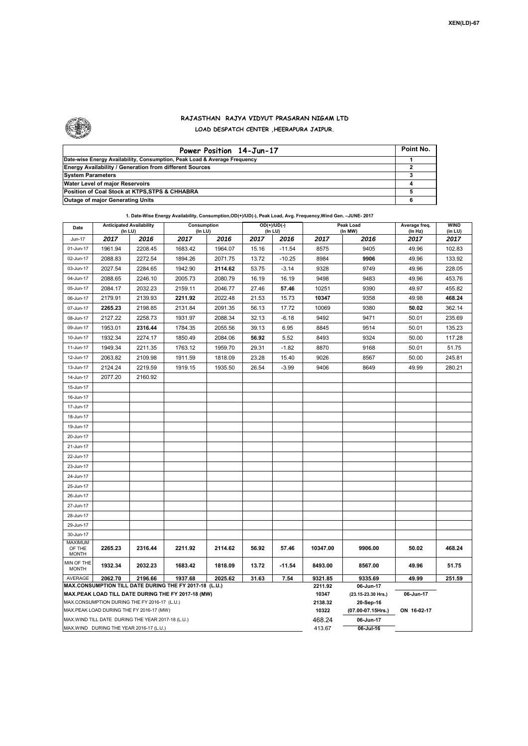XEN(LD)-67

# RAJASTHAN RAJYA VIDYUT PRASARAN NIGAM LTD

## LOAD DESPATCH CENTER ,HEERAPURA JAIPUR.

| Power Position 14-Jun-17 | Point No. |
|---|---|
| Date-wise Energy Availability, Consumption, Peak Load & Average Frequency | 1 |
| Energy Availability / Generation from different Sources | 2 |
| System Parameters | 3 |
| Water Level of major Reservoirs | 4 |
| Position of Coal Stock at KTPS,STPS & CHHABRA | 5 |
| Outage of major Generating Units | 6 |

**1. Date-Wise Energy Availability, Consumption,OD(+)/UD(-), Peak Load, Avg. Frequency,Wind Gen. –JUNE- 2017**

| Date | Anticipated Availability (In LU) | | Consumption (In LU) | | OD(+)/UD(-) (In LU) | | Peak Load (In MW) | | Average freq. (In Hz) | WIND (in LU) |
|---|---|---|---|---|---|---|---|---|---|---|
| Jun-17 | 2017 | 2016 | 2017 | 2016 | 2017 | 2016 | 2017 | 2016 | 2017 | 2017 |
| 01-Jun-17 | 1961.94 | 2208.45 | 1683.42 | 1964.07 | 15.16 | -11.54 | 8575 | 9405 | 49.96 | 102.83 |
| 02-Jun-17 | 2088.83 | 2272.54 | 1894.26 | 2071.75 | 13.72 | -10.25 | 8984 | **9906** | 49.96 | 133.92 |
| 03-Jun-17 | 2027.54 | 2284.65 | 1942.90 | **2114.62** | 53.75 | -3.14 | 9328 | 9749 | 49.96 | 228.05 |
| 04-Jun-17 | 2088.65 | 2246.10 | 2005.73 | 2080.79 | 16.19 | 16.19 | 9498 | 9483 | 49.96 | 453.76 |
| 05-Jun-17 | 2084.17 | 2032.23 | 2159.11 | 2046.77 | 27.46 | **57.46** | 10251 | 9390 | 49.97 | 455.82 |
| 06-Jun-17 | 2179.91 | 2139.93 | **2211.92** | 2022.48 | 21.53 | 15.73 | **10347** | 9358 | 49.98 | **468.24** |
| 07-Jun-17 | **2265.23** | 2198.85 | 2131.84 | 2091.35 | 56.13 | 17.72 | 10069 | 9380 | **50.02** | 362.14 |
| 08-Jun-17 | 2127.22 | 2258.73 | 1931.97 | 2088.34 | 32.13 | -6.18 | 9492 | 9471 | 50.01 | 235.69 |
| 09-Jun-17 | 1953.01 | **2316.44** | 1784.35 | 2055.56 | 39.13 | 6.95 | 8845 | 9514 | 50.01 | 135.23 |
| 10-Jun-17 | 1932.34 | 2274.17 | 1850.49 | 2084.06 | **56.92** | 5.52 | 8493 | 9324 | 50.00 | 117.28 |
| 11-Jun-17 | 1949.34 | 2211.35 | 1763.12 | 1959.70 | 29.31 | -1.82 | 8870 | 9168 | 50.01 | 51.75 |
| 12-Jun-17 | 2063.82 | 2109.98 | 1911.59 | 1818.09 | 23.28 | 15.40 | 9026 | 8567 | 50.00 | 245.81 |
| 13-Jun-17 | 2124.24 | 2219.59 | 1919.15 | 1935.50 | 26.54 | -3.99 | 9406 | 8649 | 49.99 | 280.21 |
| 14-Jun-17 | 2077.20 | 2160.92 | | | | | | | | |
| 15-Jun-17 | | | | | | | | | | |
| 16-Jun-17 | | | | | | | | | | |
| 17-Jun-17 | | | | | | | | | | |
| 18-Jun-17 | | | | | | | | | | |
| 19-Jun-17 | | | | | | | | | | |
| 20-Jun-17 | | | | | | | | | | |
| 21-Jun-17 | | | | | | | | | | |
| 22-Jun-17 | | | | | | | | | | |
| 23-Jun-17 | | | | | | | | | | |
| 24-Jun-17 | | | | | | | | | | |
| 25-Jun-17 | | | | | | | | | | |
| 26-Jun-17 | | | | | | | | | | |
| 27-Jun-17 | | | | | | | | | | |
| 28-Jun-17 | | | | | | | | | | |
| 29-Jun-17 | | | | | | | | | | |
| 30-Jun-17 | | | | | | | | | | |
| MAXIMUM OF THE MONTH | 2265.23 | 2316.44 | 2211.92 | 2114.62 | 56.92 | 57.46 | 10347.00 | 9906.00 | 50.02 | 468.24 |
| MIN OF THE MONTH | 1932.34 | 2032.23 | 1683.42 | 1818.09 | 13.72 | -11.54 | 8493.00 | 8567.00 | 49.96 | 51.75 |
| AVERAGE | 2062.70 | 2196.66 | 1937.68 | 2025.62 | 31.63 | 7.54 | 9321.85 | 9335.69 | 49.99 | 251.59 |
| MAX.CONSUMPTION TILL DATE DURING THE FY 2017-18 (L.U.) | | | | | | | 2211.92 | 06-Jun-17 | | |
| MAX.PEAK LOAD TILL DATE DURING THE FY 2017-18 (MW) | | | | | | | 10347 | (23.15-23.30 Hrs.) | 06-Jun-17 | |
| MAX.CONSUMPTION DURING THE FY 2016-17 (L.U.) | | | | | | | 2138.32 | 20-Sep-16 | | |
| MAX.PEAK LOAD DURING THE FY 2016-17 (MW) | | | | | | | 10322 | (07.00-07.15Hrs.) | ON 16-02-17 | |
| MAX.WIND TILL DATE DURING THE YEAR 2017-18 (L.U.) | | | | | | | 468.24 | 06-Jun-17 | | |
| MAX.WIND DURING THE YEAR 2016-17 (L.U.) | | | | | | | 413.67 | 06-Jul-16 | | |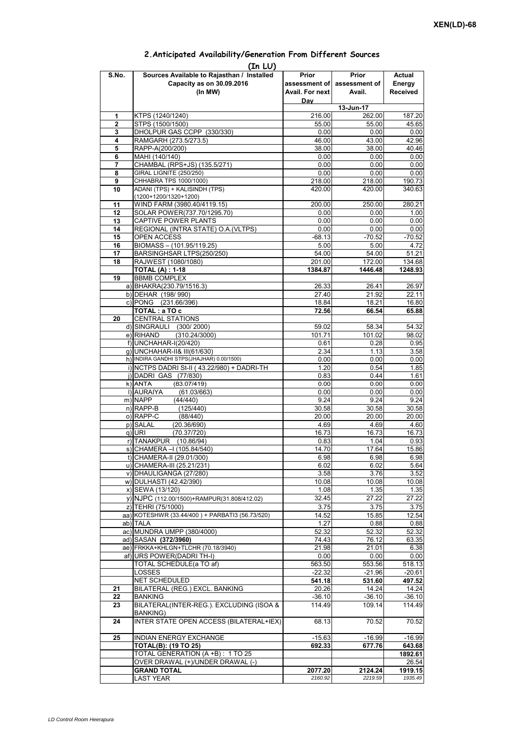XEN(LD)-68

## 2.Anticipated Availability/Generation From Different Sources

(In LU)

| S.No. | Sources Available to Rajasthan / Installed Capacity as on 30.09.2016 (In MW) | Prior assessment of Avail. For next Day | Prior assessment of Avail. | Actual Energy Received |
|---|---|---|---|---|
| | | | 13-Jun-17 | |
| 1 | KTPS (1240/1240) | 216.00 | 262.00 | 187.20 |
| 2 | STPS (1500/1500) | 55.00 | 55.00 | 45.65 |
| 3 | DHOLPUR GAS CCPP (330/330) | 0.00 | 0.00 | 0.00 |
| 4 | RAMGARH (273.5/273.5) | 46.00 | 43.00 | 42.96 |
| 5 | RAPP-A(200/200) | 38.00 | 38.00 | 40.46 |
| 6 | MAHI (140/140) | 0.00 | 0.00 | 0.00 |
| 7 | CHAMBAL (RPS+JS) (135.5/271) | 0.00 | 0.00 | 0.00 |
| 8 | GIRAL LIGNITE (250/250) | 0.00 | 0.00 | 0.00 |
| 9 | CHHABRA TPS 1000/1000) | 218.00 | 218.00 | 190.73 |
| 10 | ADANI (TPS) + KALISINDH (TPS) (1200+1200/1320+1200) | 420.00 | 420.00 | 340.63 |
| 11 | WIND FARM (3980.40/4119.15) | 200.00 | 250.00 | 280.21 |
| 12 | SOLAR POWER(737.70/1295.70) | 0.00 | 0.00 | 1.00 |
| 13 | CAPTIVE POWER PLANTS | 0.00 | 0.00 | 0.00 |
| 14 | REGIONAL (INTRA STATE) O.A.(VLTPS) | 0.00 | 0.00 | 0.00 |
| 15 | OPEN ACCESS | -68.13 | -70.52 | -70.52 |
| 16 | BIOMASS – (101.95/119.25) | 5.00 | 5.00 | 4.72 |
| 17 | BARSINGHSAR LTPS(250/250) | 54.00 | 54.00 | 51.21 |
| 18 | RAJWEST (1080/1080) | 201.00 | 172.00 | 134.68 |
| | **TOTAL (A) : 1-18** | **1384.87** | **1446.48** | **1248.93** |
| 19 | BBMB COMPLEX | | | |
| a) | BHAKRA(230.79/1516.3) | 26.33 | 26.41 | 26.97 |
| b) | DEHAR (198/ 990) | 27.40 | 21.92 | 22.11 |
| c) | PONG (231.66/396) | 18.84 | 18.21 | 16.80 |
| | **TOTAL : a TO c** | **72.56** | **66.54** | **65.88** |
| 20 | CENTRAL STATIONS | | | |
| d) | SINGRAULI (300/ 2000) | 59.02 | 58.34 | 54.32 |
| e) | RIHAND (310.24/3000) | 101.71 | 101.02 | 98.02 |
| f) | UNCHAHAR-I(20/420) | 0.61 | 0.28 | 0.95 |
| g) | UNCHAHAR-II& III(61/630) | 2.34 | 1.13 | 3.58 |
| h) | INDIRA GANDHI STPS(JHAJHAR) 0.00/1500) | 0.00 | 0.00 | 0.00 |
| i) | NCTPS DADRI St-II ( 43.22/980) + DADRI-TH | 1.20 | 0.54 | 1.85 |
| j) | DADRI GAS (77/830) | 0.83 | 0.44 | 1.61 |
| k) | ANTA (83.07/419) | 0.00 | 0.00 | 0.00 |
| l) | AURAIYA (61.03/663) | 0.00 | 0.00 | 0.00 |
| m) | NAPP (44/440) | 9.24 | 9.24 | 9.24 |
| n) | RAPP-B (125/440) | 30.58 | 30.58 | 30.58 |
| o) | RAPP-C (88/440) | 20.00 | 20.00 | 20.00 |
| p) | SALAL (20.36/690) | 4.69 | 4.69 | 4.60 |
| q) | URI (70.37/720) | 16.73 | 16.73 | 16.73 |
| r) | TANAKPUR (10.86/94) | 0.83 | 1.04 | 0.93 |
| s) | CHAMERA –I (105.84/540) | 14.70 | 17.64 | 15.86 |
| t) | CHAMERA-II (29.01/300) | 6.98 | 6.98 | 6.98 |
| u) | CHAMERA-III (25.21/231) | 6.02 | 6.02 | 5.64 |
| v) | DHAULIGANGA (27/280) | 3.58 | 3.76 | 3.52 |
| w) | DULHASTI (42.42/390) | 10.08 | 10.08 | 10.08 |
| x) | SEWA (13/120) | 1.08 | 1.35 | 1.35 |
| y) | NJPC (112.00/1500)+RAMPUR(31.808/412.02) | 32.45 | 27.22 | 27.22 |
| z) | TEHRI (75/1000) | 3.75 | 3.75 | 3.75 |
| aa) | KOTESHWR (33.44/400 ) + PARBATI3 (56.73/520) | 14.52 | 15.85 | 12.54 |
| ab) | TALA | 1.27 | 0.88 | 0.88 |
| ac) | MUNDRA UMPP (380/4000) | 52.32 | 52.32 | 52.32 |
| ad) | SASAN **(372/3960)** | 74.43 | 76.12 | 63.35 |
| ae) | FRKKA+KHLGN+TLCHR (70.18/3940) | 21.98 | 21.01 | 6.38 |
| af) | URS POWER(DADRI TH-I) | 0.00 | 0.00 | 0.00 |
| | TOTAL SCHEDULE(a TO af) | 563.50 | 553.56 | 518.13 |
| | LOSSES | -22.32 | -21.96 | -20.61 |
| | NET SCHEDULED | **541.18** | **531.60** | **497.52** |
| 21 | BILATERAL (REG.) EXCL. BANKING | 20.26 | 14.24 | 14.24 |
| 22 | BANKING | -36.10 | -36.10 | -36.10 |
| 23 | BILATERAL(INTER-REG.). EXCLUDING (ISOA & BANKING) | 114.49 | 109.14 | 114.49 |
| 24 | INTER STATE OPEN ACCESS (BILATERAL+IEX) | 68.13 | 70.52 | 70.52 |
| 25 | INDIAN ENERGY EXCHANGE | -15.63 | -16.99 | -16.99 |
| | **TOTAL(B): (19 TO 25)** | **692.33** | **677.76** | **643.68** |
| | TOTAL GENERATION (A +B) : 1 TO 25 | | | **1892.61** |
| | OVER DRAWAL (+)/UNDER DRAWAL (-) | | | 26.54 |
| | **GRAND TOTAL** | **2077.20** | **2124.24** | **1919.15** |
| | LAST YEAR | *2160.92* | *2219.59* | *1935.49* |

*LD Control Room Heerapura*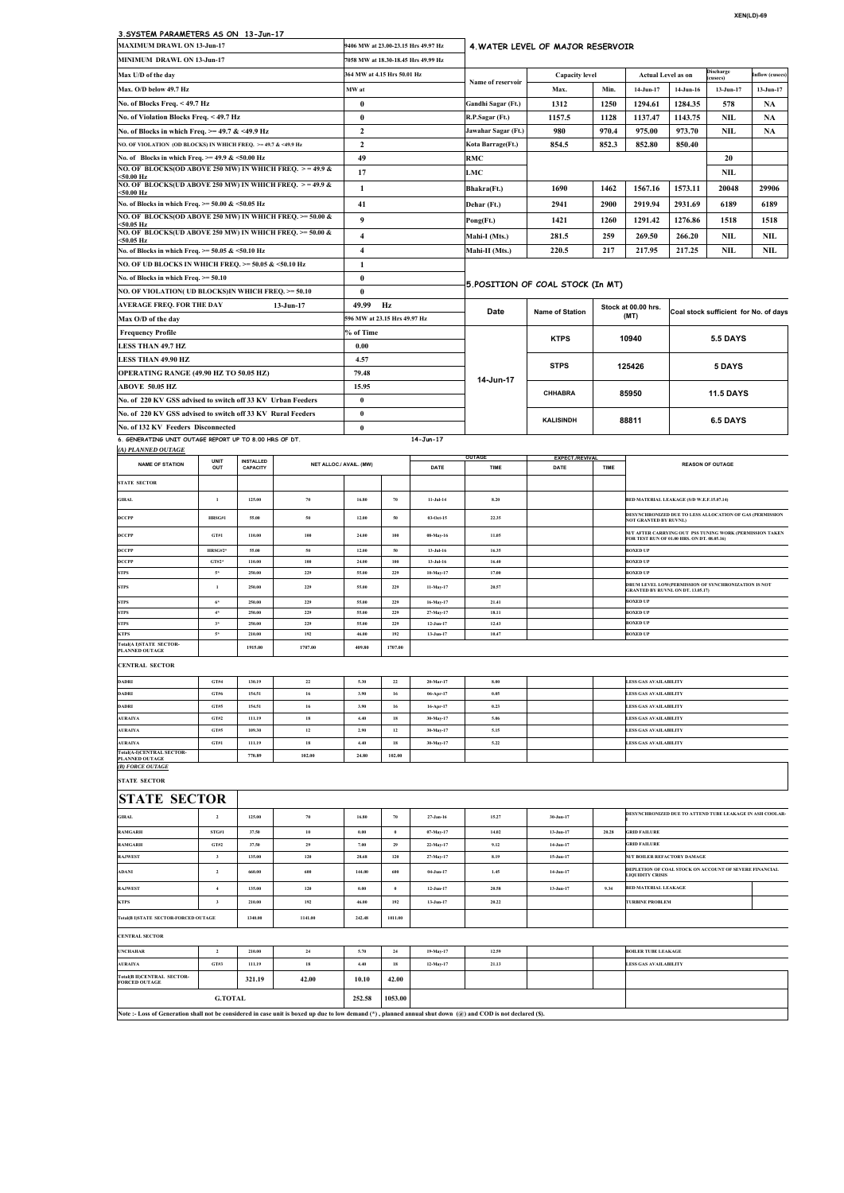XEN(LD)-69

## 3.SYSTEM PARAMETERS AS ON 13-Jun-17

| | |
|---|---|
| MAXIMUM DRAWL ON 13-Jun-17 | 9406 MW at 23.00-23.15 Hrs 49.97 Hz |
| MINIMUM DRAWL ON 13-Jun-17 | 7058 MW at 18.30-18.45 Hrs 49.99 Hz |
| Max U/D of the day | 364 MW at 4.15 Hrs 50.01 Hz |
| Max. O/D below 49.7 Hz | MW at |
| No. of Blocks Freq. < 49.7 Hz | 0 |
| No. of Violation Blocks Freq. < 49.7 Hz | 0 |
| No. of Blocks in which Freq. >= 49.7 & <49.9 Hz | 2 |
| NO. OF VIOLATION (OD BLOCKS) IN WHICH FREQ. >= 49.7 & <49.9 Hz | 2 |
| No. of Blocks in which Freq. >= 49.9 & <50.00 Hz | 49 |
| NO. OF BLOCKS(OD ABOVE 250 MW) IN WHICH FREQ. > = 49.9 & <50.00 Hz | 17 |
| NO. OF BLOCKS(UD ABOVE 250 MW) IN WHICH FREQ. > = 49.9 & <50.00 Hz | 1 |
| No. of Blocks in which Freq. >= 50.00 & <50.05 Hz | 41 |
| NO. OF BLOCKS(OD ABOVE 250 MW) IN WHICH FREQ. >= 50.00 & <50.05 Hz | 9 |
| NO. OF BLOCKS(UD ABOVE 250 MW) IN WHICH FREQ. >= 50.00 & <50.05 Hz | 4 |
| No. of Blocks in which Freq. >= 50.05 & <50.10 Hz | 4 |
| NO. OF UD BLOCKS IN WHICH FREQ. >= 50.05 & <50.10 Hz | 1 |
| No. of Blocks in which Freq. >= 50.10 | 0 |
| NO. OF VIOLATION( UD BLOCKS)IN WHICH FREQ. >= 50.10 | 0 |
| AVERAGE FREQ. FOR THE DAY 13-Jun-17 | 49.99 Hz |
| Max O/D of the day | 596 MW at 23.15 Hrs 49.97 Hz |
| Frequency Profile | % of Time |
| LESS THAN 49.7 HZ | 0.00 |
| LESS THAN 49.90 HZ | 4.57 |
| OPERATING RANGE (49.90 HZ TO 50.05 HZ) | 79.48 |
| ABOVE 50.05 HZ | 15.95 |
| No. of 220 KV GSS advised to switch off 33 KV Urban Feeders | 0 |
| No. of 220 KV GSS advised to switch off 33 KV Rural Feeders | 0 |
| No. of 132 KV Feeders Disconnected | 0 |

## 4.WATER LEVEL OF MAJOR RESERVOIR

| Name of reservoir | Capacity level Max. | Min. | Actual Level as on 14-Jun-17 | 14-Jun-16 | Discharge (cusecs) 13-Jun-17 | Inflow (cusecs) 13-Jun-17 |
|---|---|---|---|---|---|---|
| Gandhi Sagar (Ft.) | 1312 | 1250 | 1294.61 | 1284.35 | 578 | NA |
| R.P.Sagar (Ft.) | 1157.5 | 1128 | 1137.47 | 1143.75 | NIL | NA |
| Jawahar Sagar (Ft.) | 980 | 970.4 | 975.00 | 973.70 | NIL | NA |
| Kota Barrage(Ft.) | 854.5 | 852.3 | 852.80 | 850.40 | | |
| RMC | | | | | 20 | |
| LMC | | | | | NIL | |
| Bhakra(Ft.) | 1690 | 1462 | 1567.16 | 1573.11 | 20048 | 29906 |
| Dehar (Ft.) | 2941 | 2900 | 2919.94 | 2931.69 | 6189 | 6189 |
| Pong(Ft.) | 1421 | 1260 | 1291.42 | 1276.86 | 1518 | 1518 |
| Mahi-I (Mts.) | 281.5 | 259 | 269.50 | 266.20 | NIL | NIL |
| Mahi-II (Mts.) | 220.5 | 217 | 217.95 | 217.25 | NIL | NIL |

## 5.POSITION OF COAL STOCK (In MT)

| Date | Name of Station | Stock at 00.00 hrs. (MT) | Coal stock sufficient for No. of days |
|---|---|---|---|
| 14-Jun-17 | KTPS | 10940 | 5.5 DAYS |
| | STPS | 125426 | 5 DAYS |
| | CHHABRA | 85950 | 11.5 DAYS |
| | KALISINDH | 88811 | 6.5 DAYS |

## 6. GENERATING UNIT OUTAGE REPORT UP TO 8.00 HRS OF DT. 14-Jun-17

*(A) PLANNED OUTAGE*

| NAME OF STATION | UNIT OUT | INSTALLED CAPACITY | NET ALLOC./ AVAIL. (MW) | | | OUTAGE DATE | OUTAGE TIME | EXPECT./REVIVAL DATE | TIME | REASON OF OUTAGE |
|---|---|---|---|---|---|---|---|---|---|---|
| **STATE SECTOR** | | | | | | | | | | |
| GIRAL | 1 | 125.00 | 70 | 16.80 | 70 | 11-Jul-14 | 8.20 | | | BED MATERIAL LEAKAGE (S/D W.E.F.15.07.14) |
| DCCPP | HRSG#1 | 55.00 | 50 | 12.00 | 50 | 03-Oct-15 | 22.35 | | | DESYNCHRONIZED DUE TO LESS ALLOCATION OF GAS (PERMISSION NOT GRANTED BY RUVNL) |
| DCCPP | GT#1 | 110.00 | 100 | 24.00 | 100 | 08-May-16 | 11.05 | | | S/T AFTER CARRYING OUT PSS TUNING WORK (PERMISSION TAKEN FOR TEST RUN OF 01.00 HRS. ON DT. 08.05.16) |
| DCCPP | HRSG#2* | 55.00 | 50 | 12.00 | 50 | 13-Jul-16 | 16.35 | | | BOXED UP |
| DCCPP | GT#2* | 110.00 | 100 | 24.00 | 100 | 13-Jul-16 | 16.40 | | | BOXED UP |
| STPS | 5* | 250.00 | 229 | 55.00 | 229 | 10-May-17 | 17.00 | | | BOXED UP |
| STPS | 1 | 250.00 | 229 | 55.00 | 229 | 11-May-17 | 20.57 | | | DRUM LEVEL LOW(PERMISSION OF SYNCHRONIZATION IS NOT GRANTED BY RUVNL ON DT. 13.05.17) |
| STPS | 6* | 250.00 | 229 | 55.00 | 229 | 16-May-17 | 21.41 | | | BOXED UP |
| STPS | 4* | 250.00 | 229 | 55.00 | 229 | 27-May-17 | 18.11 | | | BOXED UP |
| STPS | 3* | 250.00 | 229 | 55.00 | 229 | 12-Jun-17 | 12.43 | | | BOXED UP |
| KTPS | 5* | 210.00 | 192 | 46.00 | 192 | 13-Jun-17 | 10.47 | | | BOXED UP |
| Total(A I)STATE SECTOR-PLANNED OUTAGE | | 1915.00 | 1707.00 | 409.80 | 1707.00 | | | | | |
| **CENTRAL SECTOR** | | | | | | | | | | |
| DADRI | GT#4 | 130.19 | 22 | 5.30 | 22 | 20-Mar-17 | 8.00 | | | LESS GAS AVAILABILITY |
| DADRI | GT#6 | 154.51 | 16 | 3.90 | 16 | 06-Apr-17 | 0.05 | | | LESS GAS AVAILABILITY |
| DADRI | GT#5 | 154.51 | 16 | 3.90 | 16 | 16-Apr-17 | 0.23 | | | LESS GAS AVAILABILITY |
| AURAIYA | GT#2 | 111.19 | 18 | 4.40 | 18 | 30-May-17 | 5.06 | | | LESS GAS AVAILABILITY |
| AURAIYA | GT#5 | 109.30 | 12 | 2.90 | 12 | 30-May-17 | 5.15 | | | LESS GAS AVAILABILITY |
| AURAIYA | GT#1 | 111.19 | 18 | 4.40 | 18 | 30-May-17 | 5.22 | | | LESS GAS AVAILABILITY |
| Total(A-I)CENTRAL SECTOR-PLANNED OUTAGE | | 770.89 | 102.00 | 24.80 | 102.00 | | | | | |

*(B) FORCE OUTAGE*

**STATE SECTOR**

# STATE SECTOR

| NAME OF STATION | UNIT OUT | INSTALLED CAPACITY | NET ALLOC./ AVAIL. (MW) | | | OUTAGE DATE | OUTAGE TIME | EXPECT./REVIVAL DATE | TIME | REASON OF OUTAGE |
|---|---|---|---|---|---|---|---|---|---|---|
| GIRAL | 2 | 125.00 | 70 | 16.80 | 70 | 27-Jan-16 | 15.27 | 30-Jun-17 | | DESYNCHRONIZED DUE TO ATTEND TUBE LEAKAGE IN ASH COOLAR-B |
| RAMGARH | STG#1 | 37.50 | 10 | 0.00 | 0 | 07-May-17 | 14.02 | 13-Jun-17 | 20.28 | GRID FAILURE |
| RAMGARH | GT#2 | 37.50 | 29 | 7.00 | 29 | 22-May-17 | 9.12 | 14-Jun-17 | | GRID FAILURE |
| RAJWEST | 3 | 135.00 | 120 | 28.68 | 120 | 27-May-17 | 8.19 | 15-Jun-17 | | S/T BOILER REFACTORY DAMAGE |
| ADANI | 2 | 660.00 | 600 | 144.00 | 600 | 04-Jun-17 | 1.45 | 14-Jun-17 | | DEPLETION OF COAL STOCK ON ACCOUNT OF SEVERE FINANCIAL LIQUIDITY CRISIS |
| RAJWEST | 4 | 135.00 | 120 | 0.00 | 0 | 12-Jun-17 | 20.58 | 13-Jun-17 | 9.34 | BED MATERIAL LEAKAGE |
| KTPS | 3 | 210.00 | 192 | 46.00 | 192 | 13-Jun-17 | 20.22 | | | TURBINE PROBLEM |
| Total(B I)STATE SECTOR-FORCED OUTAGE | | 1340.00 | 1141.00 | 242.48 | 1011.00 | | | | | |
| **CENTRAL SECTOR** | | | | | | | | | | |
| UNCHAHAR | 2 | 210.00 | 24 | 5.70 | 24 | 19-May-17 | 12.59 | | | BOILER TUBE LEAKAGE |
| AURAIYA | GT#3 | 111.19 | 18 | 4.40 | 18 | 12-May-17 | 21.13 | | | LESS GAS AVAILABILITY |
| Total(B II)CENTRAL SECTOR-FORCED OUTAGE | | 321.19 | 42.00 | 10.10 | 42.00 | | | | | |
| G.TOTAL | | | | 252.58 | 1053.00 | | | | | |

Note :- Loss of Generation shall not be considered in case unit is boxed up due to low demand (*) , planned annual shut down (@) and COD is not declared ($).